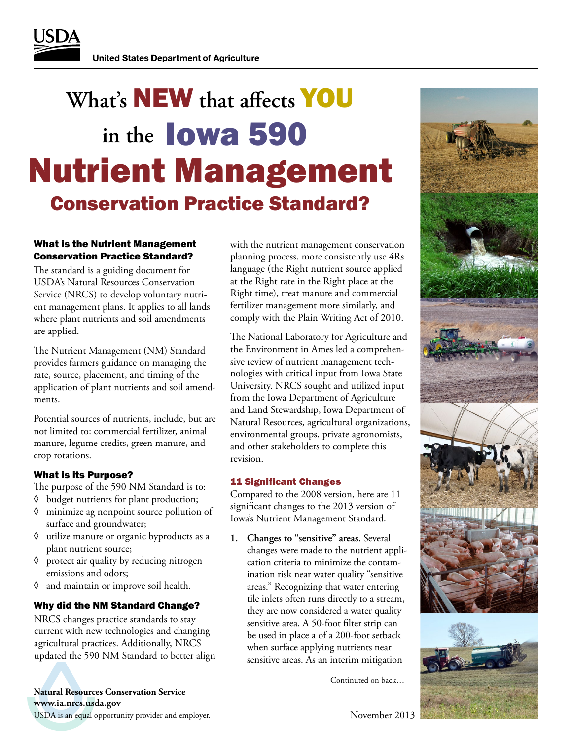USDA

United States Department of Agriculture

# What's NEW that affects YOU in the Iowa 590 Nutrient Management Conservation Practice Standard?

## What is the Nutrient Management Conservation Practice Standard?

The standard is a guiding document for USDA's Natural Resources Conservation Service (NRCS) to develop voluntary nutrient management plans. It applies to all lands where plant nutrients and soil amendments are applied.

The Nutrient Management (NM) Standard provides farmers guidance on managing the rate, source, placement, and timing of the application of plant nutrients and soil amendments.

Potential sources of nutrients, include, but are not limited to: commercial fertilizer, animal manure, legume credits, green manure, and crop rotations.

## What is its Purpose?

The purpose of the 590 NM Standard is to:

- ◊ budget nutrients for plant production;
- ◊ minimize ag nonpoint source pollution of surface and groundwater;
- ◊ utilize manure or organic byproducts as a plant nutrient source;
- ◊ protect air quality by reducing nitrogen emissions and odors;
- ◊ and maintain or improve soil health.

## Why did the NM Standard Change?

NRCS changes practice standards to stay current with new technologies and changing agricultural practices. Additionally, NRCS updated the 590 NM Standard to better align with the nutrient management conservation planning process, more consistently use 4Rs language (the Right nutrient source applied at the Right rate in the Right place at the Right time), treat manure and commercial fertilizer management more similarly, and comply with the Plain Writing Act of 2010.

The National Laboratory for Agriculture and the Environment in Ames led a comprehensive review of nutrient management technologies with critical input from Iowa State University. NRCS sought and utilized input from the Iowa Department of Agriculture and Land Stewardship, Iowa Department of Natural Resources, agricultural organizations, environmental groups, private agronomists, and other stakeholders to complete this revision.

## 11 Significant Changes

Compared to the 2008 version, here are 11 significant changes to the 2013 version of Iowa's Nutrient Management Standard:

1. **Changes to "sensitive" areas.** Several changes were made to the nutrient application criteria to minimize the contamination risk near water quality "sensitive areas." Recognizing that water entering tile inlets often runs directly to a stream, they are now considered a water quality sensitive area. A 50-foot filter strip can be used in place a of a 200-foot setback when surface applying nutrients near sensitive areas. As an interim mitigation

Continued on back…

**Natural Resources Conservation Service**
**www.ia.nrcs.usda.gov**
USDA is an equal opportunity provider and employer.

November 2013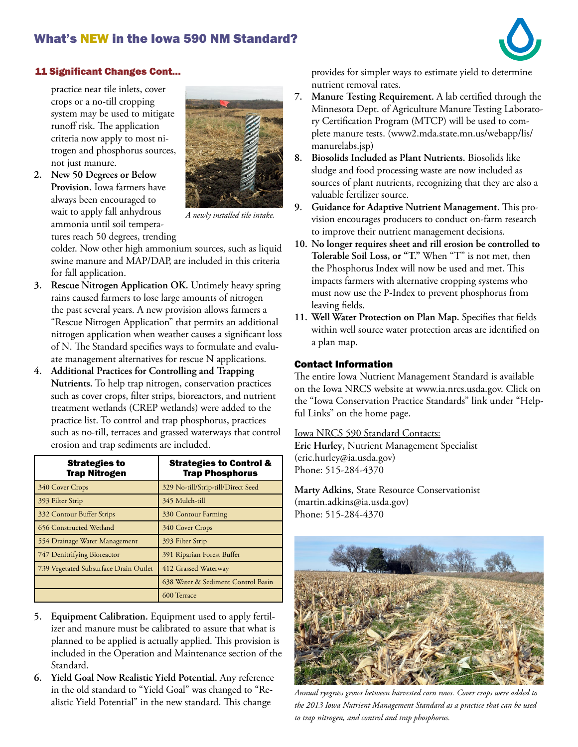## 11 Significant Changes Cont...

practice near tile inlets, cover crops or a no-till cropping system may be used to mitigate runoff risk. The application criteria now apply to most nitrogen and phosphorus sources, not just manure.

2. **New 50 Degrees or Below Provision.** Iowa farmers have always been encouraged to wait to apply fall anhydrous ammonia until soil temperatures reach 50 degrees, trending colder. Now other high ammonium sources, such as liquid swine manure and MAP/DAP, are included in this criteria for fall application.

*A newly installed tile intake.*

3. **Rescue Nitrogen Application OK.** Untimely heavy spring rains caused farmers to lose large amounts of nitrogen the past several years. A new provision allows farmers a "Rescue Nitrogen Application" that permits an additional nitrogen application when weather causes a significant loss of N. The Standard specifies ways to formulate and evaluate management alternatives for rescue N applications.
4. **Additional Practices for Controlling and Trapping Nutrients.** To help trap nitrogen, conservation practices such as cover crops, filter strips, bioreactors, and nutrient treatment wetlands (CREP wetlands) were added to the practice list. To control and trap phosphorus, practices such as no-till, terraces and grassed waterways that control erosion and trap sediments are included.

| Strategies to Trap Nitrogen | Strategies to Control & Trap Phosphorus |
|---|---|
| 340 Cover Crops | 329 No-till/Strip-till/Direct Seed |
| 393 Filter Strip | 345 Mulch-till |
| 332 Contour Buffer Strips | 330 Contour Farming |
| 656 Constructed Wetland | 340 Cover Crops |
| 554 Drainage Water Management | 393 Filter Strip |
| 747 Denitrifying Bioreactor | 391 Riparian Forest Buffer |
| 739 Vegetated Subsurface Drain Outlet | 412 Grassed Waterway |
| | 638 Water & Sediment Control Basin |
| | 600 Terrace |

5. **Equipment Calibration.** Equipment used to apply fertilizer and manure must be calibrated to assure that what is planned to be applied is actually applied. This provision is included in the Operation and Maintenance section of the Standard.
6. **Yield Goal Now Realistic Yield Potential.** Any reference in the old standard to "Yield Goal" was changed to "Realistic Yield Potential" in the new standard. This change provides for simpler ways to estimate yield to determine nutrient removal rates.
7. **Manure Testing Requirement.** A lab certified through the Minnesota Dept. of Agriculture Manure Testing Laboratory Certification Program (MTCP) will be used to complete manure tests. (www2.mda.state.mn.us/webapp/lis/manurelabs.jsp)
8. **Biosolids Included as Plant Nutrients.** Biosolids like sludge and food processing waste are now included as sources of plant nutrients, recognizing that they are also a valuable fertilizer source.
9. **Guidance for Adaptive Nutrient Management.** This provision encourages producers to conduct on-farm research to improve their nutrient management decisions.
10. **No longer requires sheet and rill erosion be controlled to Tolerable Soil Loss, or "T."** When "T" is not met, then the Phosphorus Index will now be used and met. This impacts farmers with alternative cropping systems who must now use the P-Index to prevent phosphorus from leaving fields.
11. **Well Water Protection on Plan Map.** Specifies that fields within well source water protection areas are identified on a plan map.

## Contact Information

The entire Iowa Nutrient Management Standard is available on the Iowa NRCS website at www.ia.nrcs.usda.gov. Click on the "Iowa Conservation Practice Standards" link under "Helpful Links" on the home page.

Iowa NRCS 590 Standard Contacts:

**Eric Hurley**, Nutrient Management Specialist
(eric.hurley@ia.usda.gov)
Phone: 515-284-4370

**Marty Adkins**, State Resource Conservationist
(martin.adkins@ia.usda.gov)
Phone: 515-284-4370

*Annual ryegrass grows between harvested corn rows. Cover crops were added to the 2013 Iowa Nutrient Management Standard as a practice that can be used to trap nitrogen, and control and trap phosphorus.*